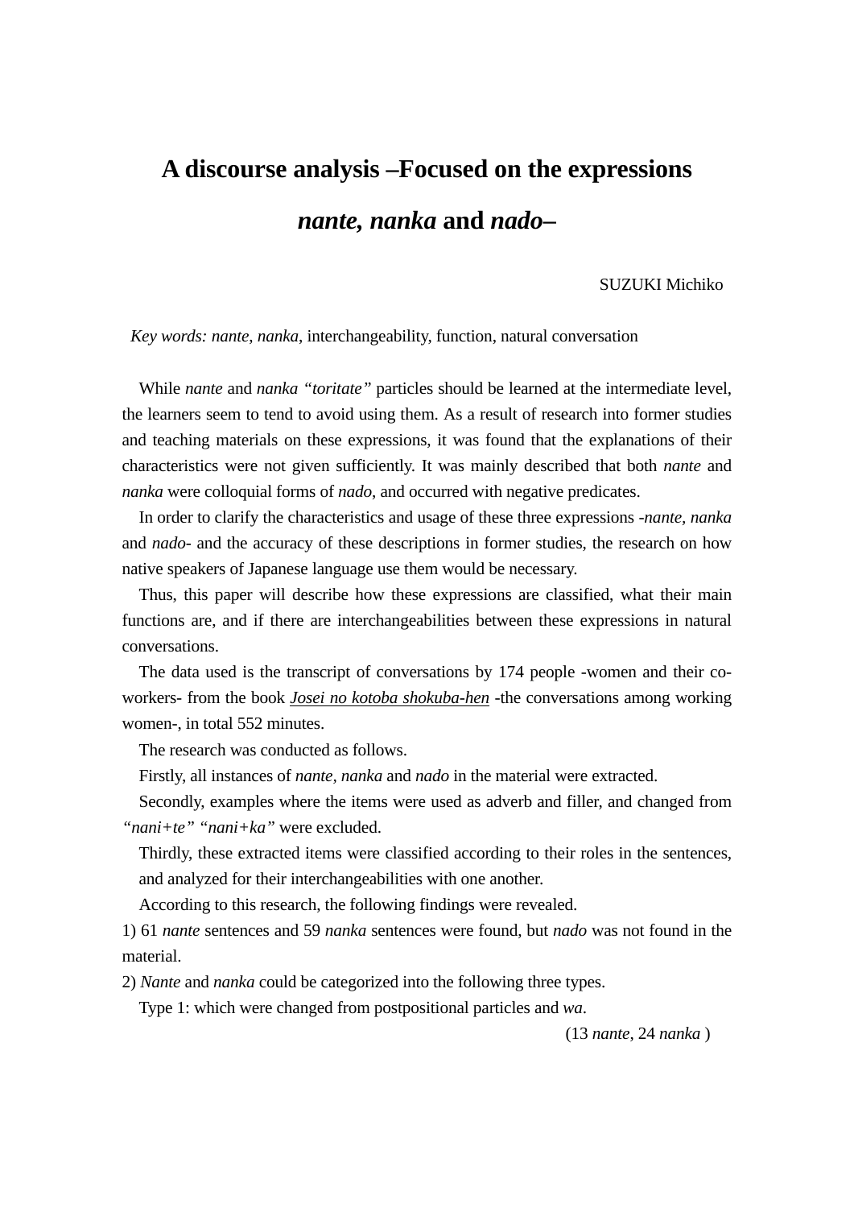# A discourse analysis –Focused on the expressions *nante, nanka* and *nado*–

SUZUKI Michiko

*Key words: nante*, *nanka*, interchangeability, function, natural conversation

While *nante* and *nanka "toritate"* particles should be learned at the intermediate level, the learners seem to tend to avoid using them. As a result of research into former studies and teaching materials on these expressions, it was found that the explanations of their characteristics were not given sufficiently. It was mainly described that both *nante* and *nanka* were colloquial forms of *nado*, and occurred with negative predicates.

In order to clarify the characteristics and usage of these three expressions -*nante, nanka* and *nado*- and the accuracy of these descriptions in former studies, the research on how native speakers of Japanese language use them would be necessary.

Thus, this paper will describe how these expressions are classified, what their main functions are, and if there are interchangeabilities between these expressions in natural conversations.

The data used is the transcript of conversations by 174 people -women and their co-workers- from the book <u>*Josei no kotoba shokuba-hen*</u> -the conversations among working women-, in total 552 minutes.

The research was conducted as follows.

Firstly, all instances of *nante, nanka* and *nado* in the material were extracted.

Secondly, examples where the items were used as adverb and filler, and changed from *"nani+te" "nani+ka"* were excluded.

Thirdly, these extracted items were classified according to their roles in the sentences, and analyzed for their interchangeabilities with one another.

According to this research, the following findings were revealed.

1) 61 *nante* sentences and 59 *nanka* sentences were found, but *nado* was not found in the material.

2) *Nante* and *nanka* could be categorized into the following three types.

Type 1: which were changed from postpositional particles and *wa*.

(13 *nante*, 24 *nanka* )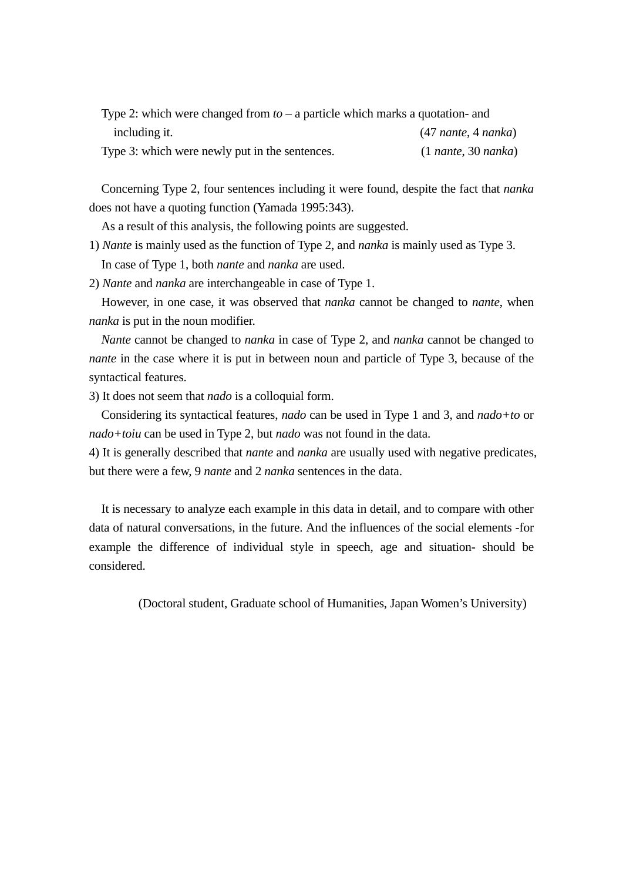Type 2: which were changed from *to* – a particle which marks a quotation- and including it. (47 *nante*, 4 *nanka*)

Type 3: which were newly put in the sentences. (1 *nante*, 30 *nanka*)

Concerning Type 2, four sentences including it were found, despite the fact that *nanka* does not have a quoting function (Yamada 1995:343).

As a result of this analysis, the following points are suggested.

1) *Nante* is mainly used as the function of Type 2, and *nanka* is mainly used as Type 3.

In case of Type 1, both *nante* and *nanka* are used.

2) *Nante* and *nanka* are interchangeable in case of Type 1.

However, in one case, it was observed that *nanka* cannot be changed to *nante*, when *nanka* is put in the noun modifier.

*Nante* cannot be changed to *nanka* in case of Type 2, and *nanka* cannot be changed to *nante* in the case where it is put in between noun and particle of Type 3, because of the syntactical features.

3) It does not seem that *nado* is a colloquial form.

Considering its syntactical features, *nado* can be used in Type 1 and 3, and *nado+to* or *nado+toiu* can be used in Type 2, but *nado* was not found in the data.

4) It is generally described that *nante* and *nanka* are usually used with negative predicates, but there were a few, 9 *nante* and 2 *nanka* sentences in the data.

It is necessary to analyze each example in this data in detail, and to compare with other data of natural conversations, in the future. And the influences of the social elements -for example the difference of individual style in speech, age and situation- should be considered.

(Doctoral student, Graduate school of Humanities, Japan Women's University)